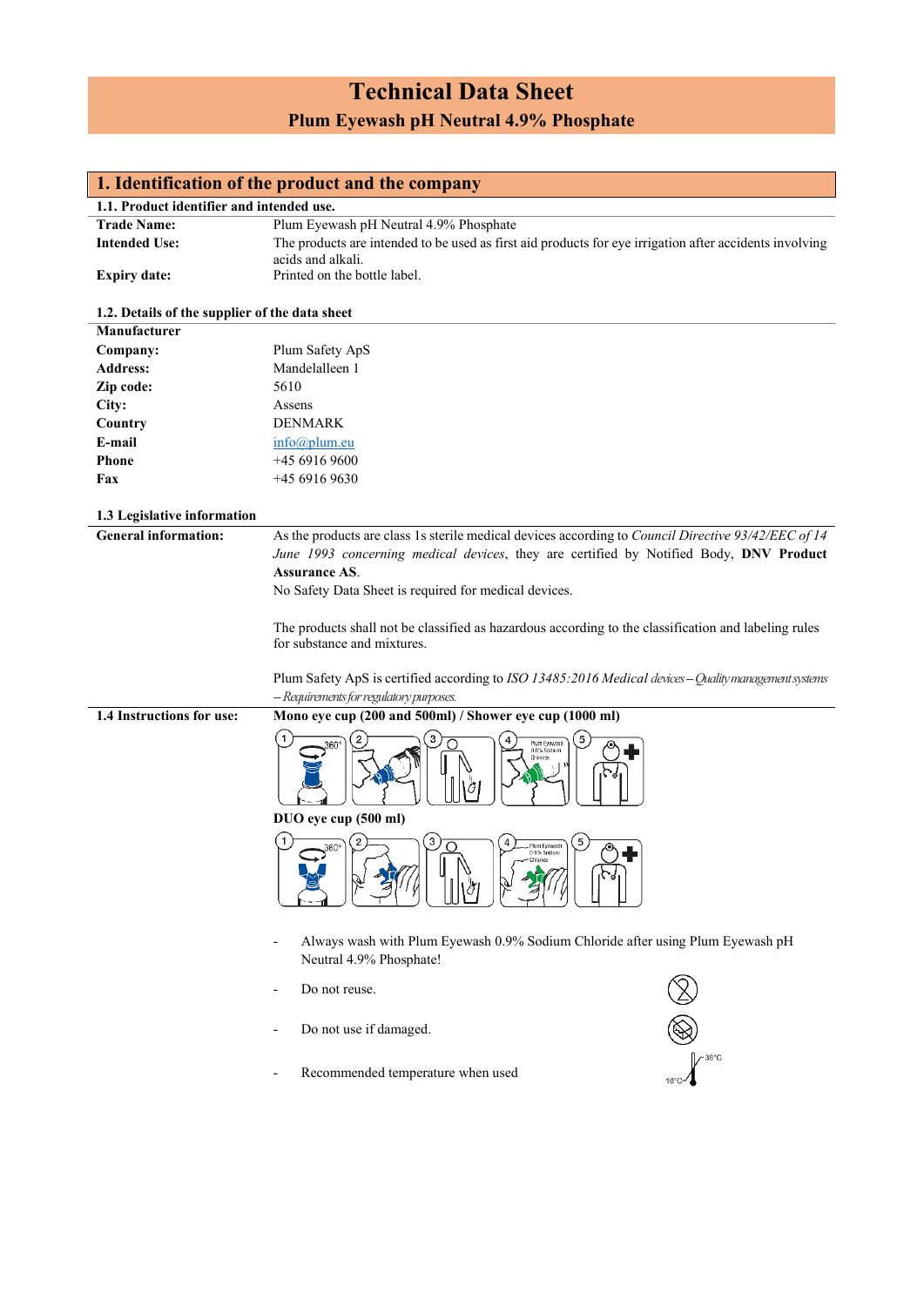# Technical Data Sheet

## Plum Eyewash pH Neutral 4.9% Phosphate

## 1. Identification of the product and the company

### 1.1. Product identifier and intended use.

| | |
|---|---|
| **Trade Name:** | Plum Eyewash pH Neutral 4.9% Phosphate |
| **Intended Use:** | The products are intended to be used as first aid products for eye irrigation after accidents involving acids and alkali. |
| **Expiry date:** | Printed on the bottle label. |

### 1.2. Details of the supplier of the data sheet

| | |
|---|---|
| **Manufacturer** | |
| **Company:** | Plum Safety ApS |
| **Address:** | Mandelalleen 1 |
| **Zip code:** | 5610 |
| **City:** | Assens |
| **Country** | DENMARK |
| **E-mail** | info@plum.eu |
| **Phone** | +45 6916 9600 |
| **Fax** | +45 6916 9630 |

### 1.3 Legislative information

**General information:**

As the products are class 1s sterile medical devices according to *Council Directive 93/42/EEC of 14 June 1993 concerning medical devices*, they are certified by Notified Body, **DNV Product Assurance AS**.

No Safety Data Sheet is required for medical devices.

The products shall not be classified as hazardous according to the classification and labeling rules for substance and mixtures.

Plum Safety ApS is certified according to *ISO 13485:2016 Medical devices – Quality management systems – Requirements for regulatory purposes.*

### 1.4 Instructions for use:

**Mono eye cup (200 and 500ml) / Shower eye cup (1000 ml)**

**DUO eye cup (500 ml)**

- Always wash with Plum Eyewash 0.9% Sodium Chloride after using Plum Eyewash pH Neutral 4.9% Phosphate!
- Do not reuse.
- Do not use if damaged.
- Recommended temperature when used

16°C – 38°C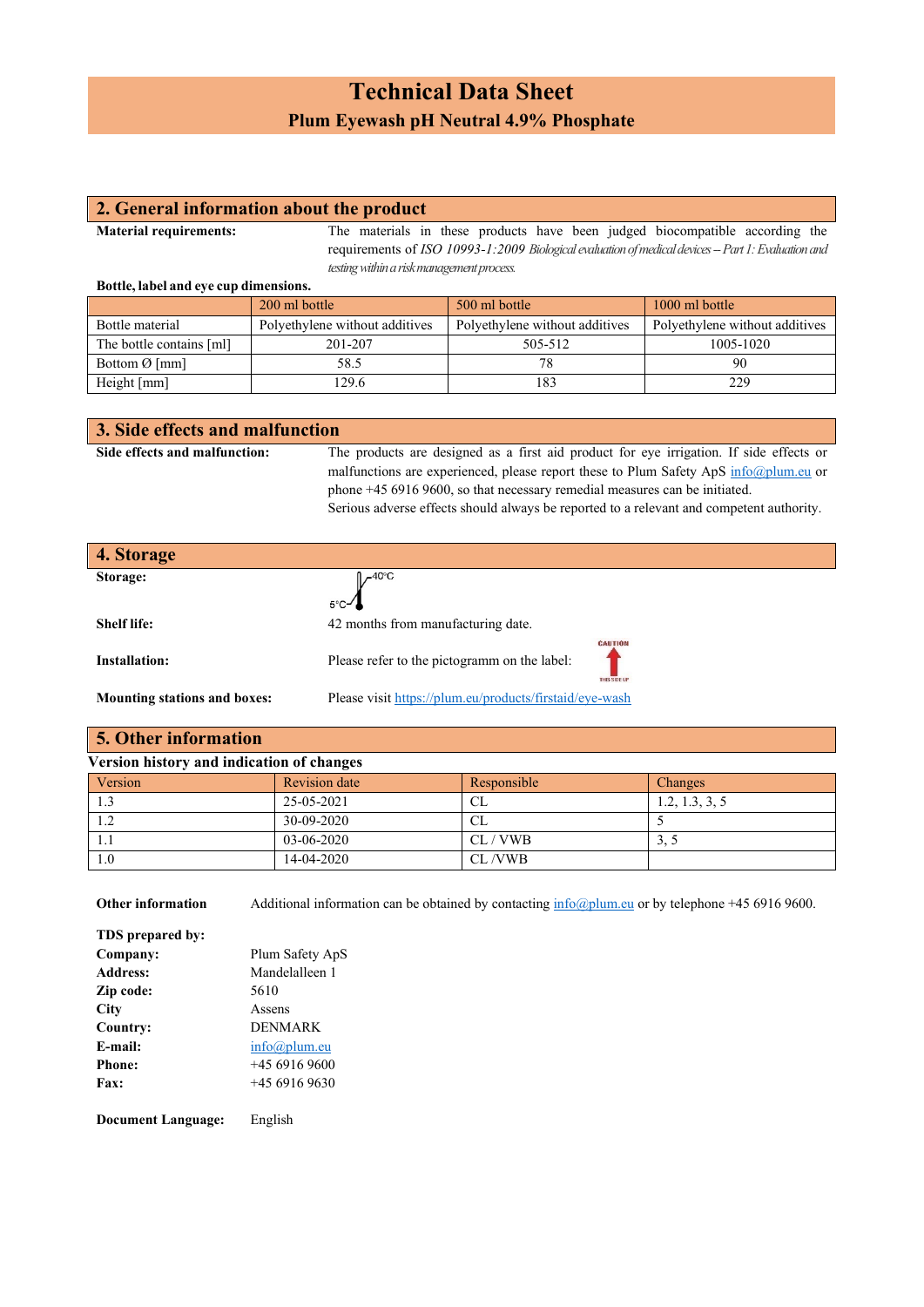# Technical Data Sheet

## Plum Eyewash pH Neutral 4.9% Phosphate

## 2. General information about the product

**Material requirements:** The materials in these products have been judged biocompatible according the requirements of *ISO 10993-1:2009 Biological evaluation of medical devices – Part 1: Evaluation and testing within a risk management process.*

**Bottle, label and eye cup dimensions.**

| | 200 ml bottle | 500 ml bottle | 1000 ml bottle |
|---|---|---|---|
| Bottle material | Polyethylene without additives | Polyethylene without additives | Polyethylene without additives |
| The bottle contains [ml] | 201-207 | 505-512 | 1005-1020 |
| Bottom Ø [mm] | 58.5 | 78 | 90 |
| Height [mm] | 129.6 | 183 | 229 |

## 3. Side effects and malfunction

**Side effects and malfunction:** The products are designed as a first aid product for eye irrigation. If side effects or malfunctions are experienced, please report these to Plum Safety ApS info@plum.eu or phone +45 6916 9600, so that necessary remedial measures can be initiated.
Serious adverse effects should always be reported to a relevant and competent authority.

## 4. Storage

**Storage:** 5°C – 40°C

**Shelf life:** 42 months from manufacturing date.

**Installation:** Please refer to the pictogramm on the label: CAUTION THIS SIDE UP

**Mounting stations and boxes:** Please visit https://plum.eu/products/firstaid/eye-wash

## 5. Other information

**Version history and indication of changes**

| Version | Revision date | Responsible | Changes |
|---|---|---|---|
| 1.3 | 25-05-2021 | CL | 1.2, 1.3, 3, 5 |
| 1.2 | 30-09-2020 | CL | 5 |
| 1.1 | 03-06-2020 | CL / VWB | 3, 5 |
| 1.0 | 14-04-2020 | CL /VWB | |

**Other information** Additional information can be obtained by contacting info@plum.eu or by telephone +45 6916 9600.

**TDS prepared by:**
**Company:** Plum Safety ApS
**Address:** Mandelalleen 1
**Zip code:** 5610
**City** Assens
**Country:** DENMARK
**E-mail:** info@plum.eu
**Phone:** +45 6916 9600
**Fax:** +45 6916 9630

**Document Language:** English